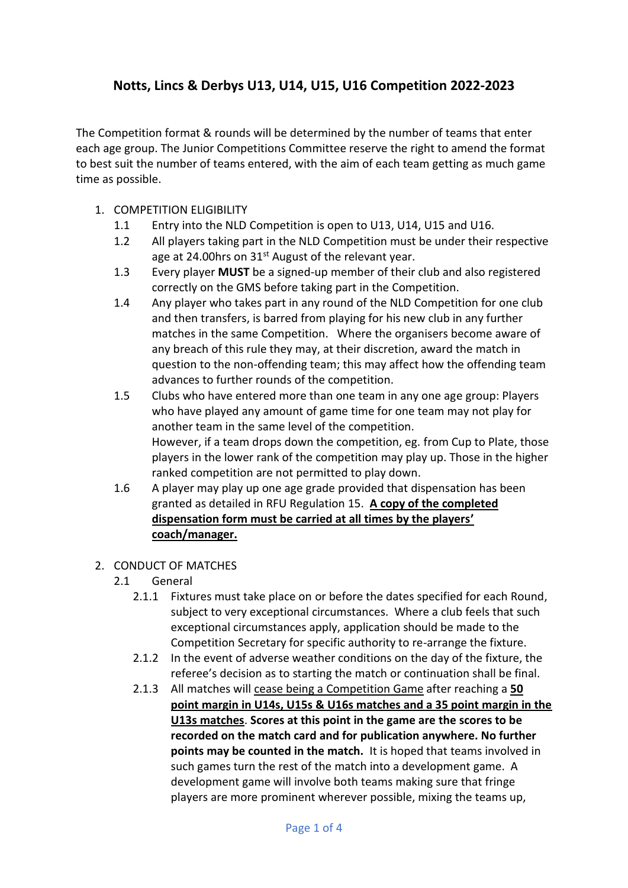# Notts, Lincs & Derbys U13, U14, U15, U16 Competition 2022-2023

The Competition format & rounds will be determined by the number of teams that enter each age group. The Junior Competitions Committee reserve the right to amend the format to best suit the number of teams entered, with the aim of each team getting as much game time as possible.

1. COMPETITION ELIGIBILITY
   - 1.1 Entry into the NLD Competition is open to U13, U14, U15 and U16.
   - 1.2 All players taking part in the NLD Competition must be under their respective age at 24.00hrs on 31st August of the relevant year.
   - 1.3 Every player **MUST** be a signed-up member of their club and also registered correctly on the GMS before taking part in the Competition.
   - 1.4 Any player who takes part in any round of the NLD Competition for one club and then transfers, is barred from playing for his new club in any further matches in the same Competition. Where the organisers become aware of any breach of this rule they may, at their discretion, award the match in question to the non-offending team; this may affect how the offending team advances to further rounds of the competition.
   - 1.5 Clubs who have entered more than one team in any one age group: Players who have played any amount of game time for one team may not play for another team in the same level of the competition.
     However, if a team drops down the competition, eg. from Cup to Plate, those players in the lower rank of the competition may play up. Those in the higher ranked competition are not permitted to play down.
   - 1.6 A player may play up one age grade provided that dispensation has been granted as detailed in RFU Regulation 15. **A copy of the completed dispensation form must be carried at all times by the players' coach/manager.**

2. CONDUCT OF MATCHES
   - 2.1 General
     - 2.1.1 Fixtures must take place on or before the dates specified for each Round, subject to very exceptional circumstances. Where a club feels that such exceptional circumstances apply, application should be made to the Competition Secretary for specific authority to re-arrange the fixture.
     - 2.1.2 In the event of adverse weather conditions on the day of the fixture, the referee's decision as to starting the match or continuation shall be final.
     - 2.1.3 All matches will cease being a Competition Game after reaching a **50 point margin in U14s, U15s & U16s matches and a 35 point margin in the U13s matches**. **Scores at this point in the game are the scores to be recorded on the match card and for publication anywhere. No further points may be counted in the match.** It is hoped that teams involved in such games turn the rest of the match into a development game. A development game will involve both teams making sure that fringe players are more prominent wherever possible, mixing the teams up,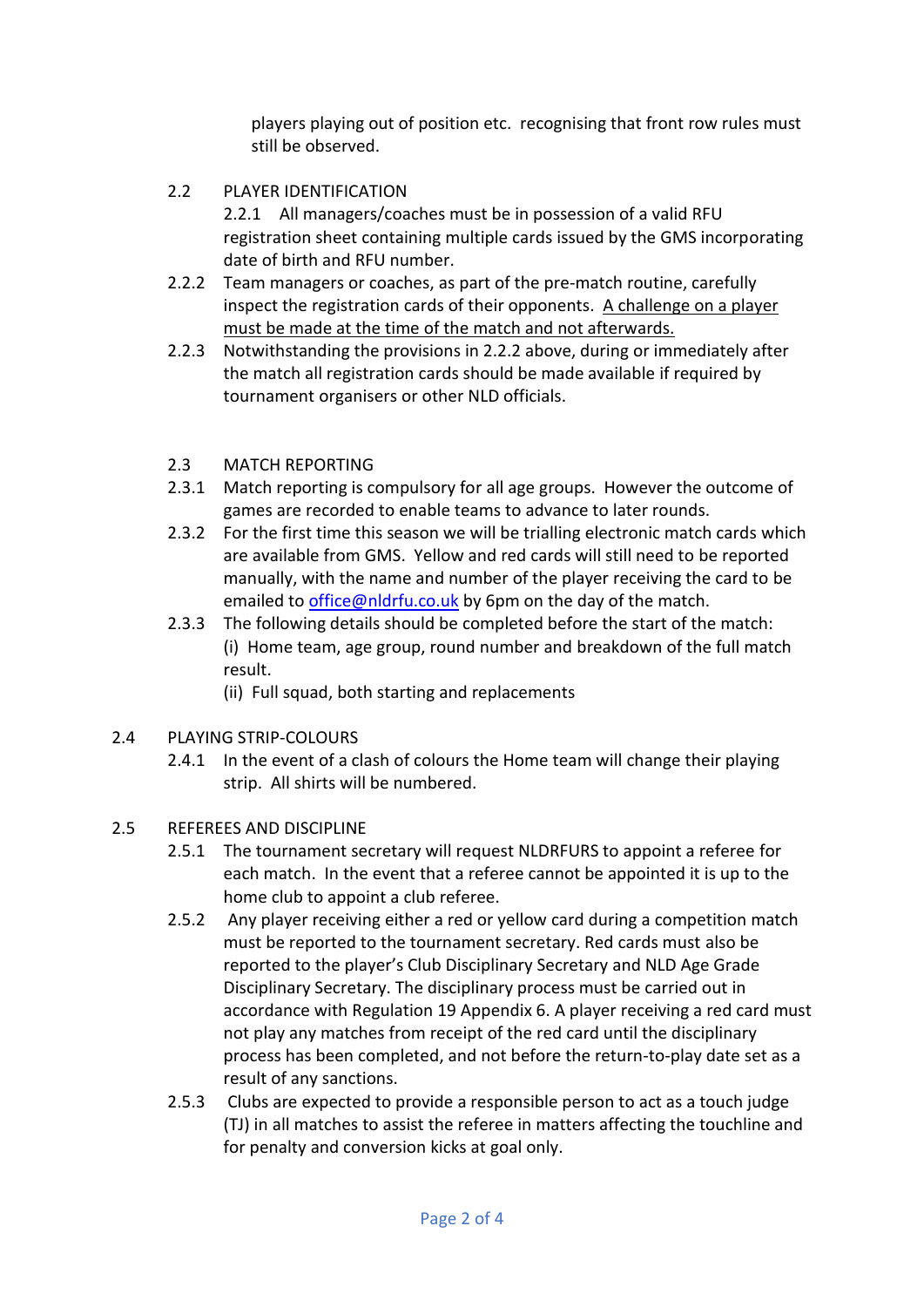players playing out of position etc. recognising that front row rules must still be observed.

2.2 PLAYER IDENTIFICATION

2.2.1 All managers/coaches must be in possession of a valid RFU registration sheet containing multiple cards issued by the GMS incorporating date of birth and RFU number.

2.2.2 Team managers or coaches, as part of the pre-match routine, carefully inspect the registration cards of their opponents. <u>A challenge on a player must be made at the time of the match and not afterwards.</u>

2.2.3 Notwithstanding the provisions in 2.2.2 above, during or immediately after the match all registration cards should be made available if required by tournament organisers or other NLD officials.

2.3 MATCH REPORTING

2.3.1 Match reporting is compulsory for all age groups. However the outcome of games are recorded to enable teams to advance to later rounds.

2.3.2 For the first time this season we will be trialling electronic match cards which are available from GMS. Yellow and red cards will still need to be reported manually, with the name and number of the player receiving the card to be emailed to office@nldrfu.co.uk by 6pm on the day of the match.

2.3.3 The following details should be completed before the start of the match:
(i) Home team, age group, round number and breakdown of the full match result.
(ii) Full squad, both starting and replacements

2.4 PLAYING STRIP-COLOURS

2.4.1 In the event of a clash of colours the Home team will change their playing strip. All shirts will be numbered.

2.5 REFEREES AND DISCIPLINE

2.5.1 The tournament secretary will request NLDRFURS to appoint a referee for each match. In the event that a referee cannot be appointed it is up to the home club to appoint a club referee.

2.5.2 Any player receiving either a red or yellow card during a competition match must be reported to the tournament secretary. Red cards must also be reported to the player's Club Disciplinary Secretary and NLD Age Grade Disciplinary Secretary. The disciplinary process must be carried out in accordance with Regulation 19 Appendix 6. A player receiving a red card must not play any matches from receipt of the red card until the disciplinary process has been completed, and not before the return-to-play date set as a result of any sanctions.

2.5.3 Clubs are expected to provide a responsible person to act as a touch judge (TJ) in all matches to assist the referee in matters affecting the touchline and for penalty and conversion kicks at goal only.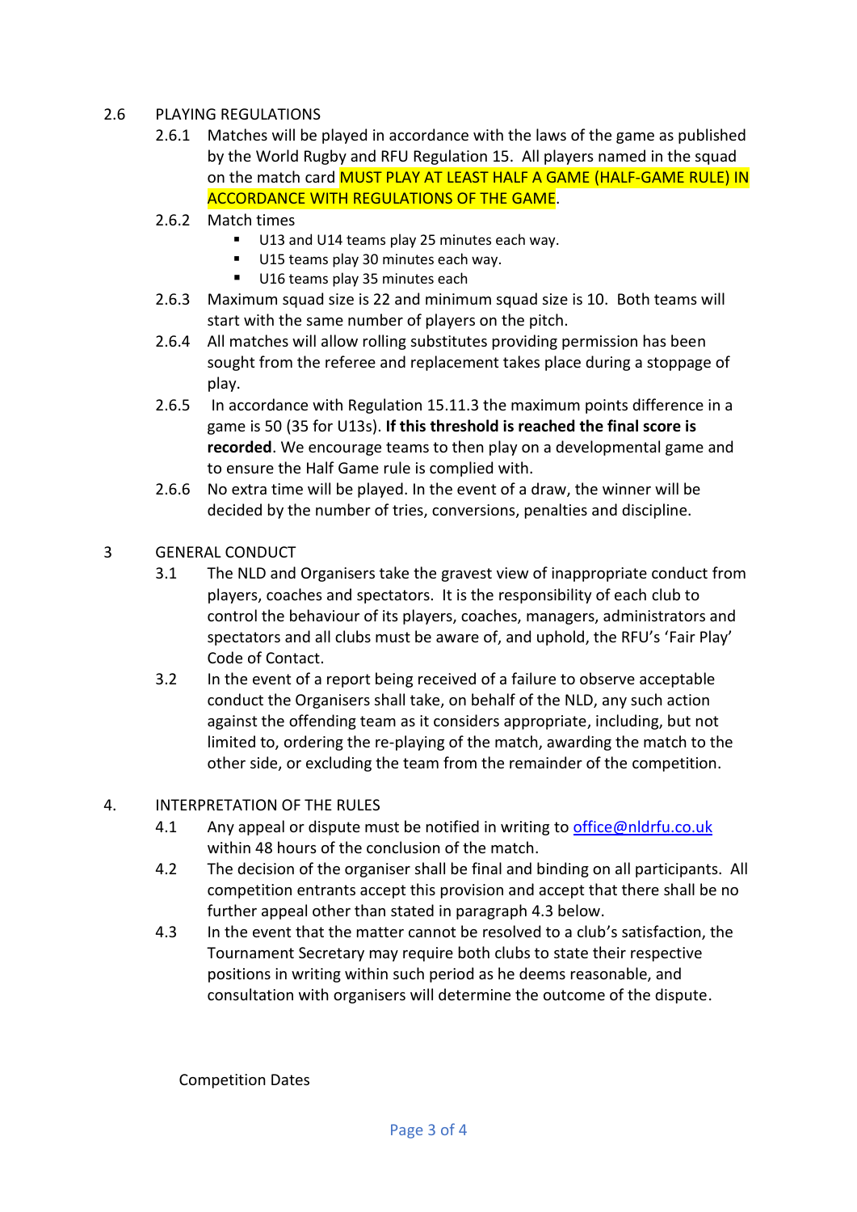## 2.6 PLAYING REGULATIONS

2.6.1 Matches will be played in accordance with the laws of the game as published by the World Rugby and RFU Regulation 15. All players named in the squad on the match card MUST PLAY AT LEAST HALF A GAME (HALF-GAME RULE) IN ACCORDANCE WITH REGULATIONS OF THE GAME.

2.6.2 Match times

- U13 and U14 teams play 25 minutes each way.
- U15 teams play 30 minutes each way.
- U16 teams play 35 minutes each

2.6.3 Maximum squad size is 22 and minimum squad size is 10. Both teams will start with the same number of players on the pitch.

2.6.4 All matches will allow rolling substitutes providing permission has been sought from the referee and replacement takes place during a stoppage of play.

2.6.5 In accordance with Regulation 15.11.3 the maximum points difference in a game is 50 (35 for U13s). **If this threshold is reached the final score is recorded**. We encourage teams to then play on a developmental game and to ensure the Half Game rule is complied with.

2.6.6 No extra time will be played. In the event of a draw, the winner will be decided by the number of tries, conversions, penalties and discipline.

## 3 GENERAL CONDUCT

3.1 The NLD and Organisers take the gravest view of inappropriate conduct from players, coaches and spectators. It is the responsibility of each club to control the behaviour of its players, coaches, managers, administrators and spectators and all clubs must be aware of, and uphold, the RFU's 'Fair Play' Code of Contact.

3.2 In the event of a report being received of a failure to observe acceptable conduct the Organisers shall take, on behalf of the NLD, any such action against the offending team as it considers appropriate, including, but not limited to, ordering the re-playing of the match, awarding the match to the other side, or excluding the team from the remainder of the competition.

## 4. INTERPRETATION OF THE RULES

4.1 Any appeal or dispute must be notified in writing to office@nldrfu.co.uk within 48 hours of the conclusion of the match.

4.2 The decision of the organiser shall be final and binding on all participants. All competition entrants accept this provision and accept that there shall be no further appeal other than stated in paragraph 4.3 below.

4.3 In the event that the matter cannot be resolved to a club's satisfaction, the Tournament Secretary may require both clubs to state their respective positions in writing within such period as he deems reasonable, and consultation with organisers will determine the outcome of the dispute.

Competition Dates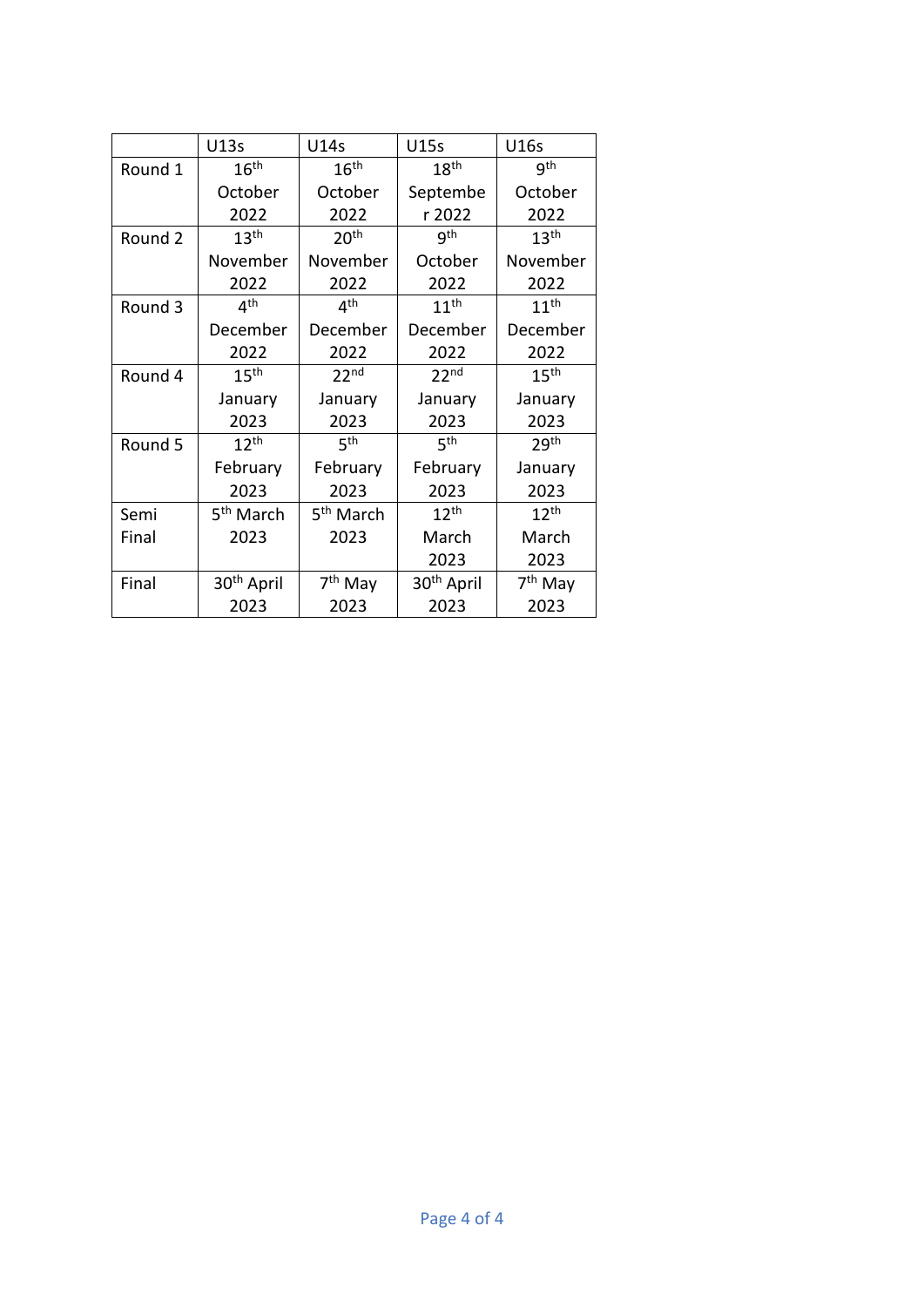| | U13s | U14s | U15s | U16s |
|---|---|---|---|---|
| Round 1 | 16th October 2022 | 16th October 2022 | 18th September 2022 | 9th October 2022 |
| Round 2 | 13th November 2022 | 20th November 2022 | 9th October 2022 | 13th November 2022 |
| Round 3 | 4th December 2022 | 4th December 2022 | 11th December 2022 | 11th December 2022 |
| Round 4 | 15th January 2023 | 22nd January 2023 | 22nd January 2023 | 15th January 2023 |
| Round 5 | 12th February 2023 | 5th February 2023 | 5th February 2023 | 29th January 2023 |
| Semi Final | 5th March 2023 | 5th March 2023 | 12th March 2023 | 12th March 2023 |
| Final | 30th April 2023 | 7th May 2023 | 30th April 2023 | 7th May 2023 |